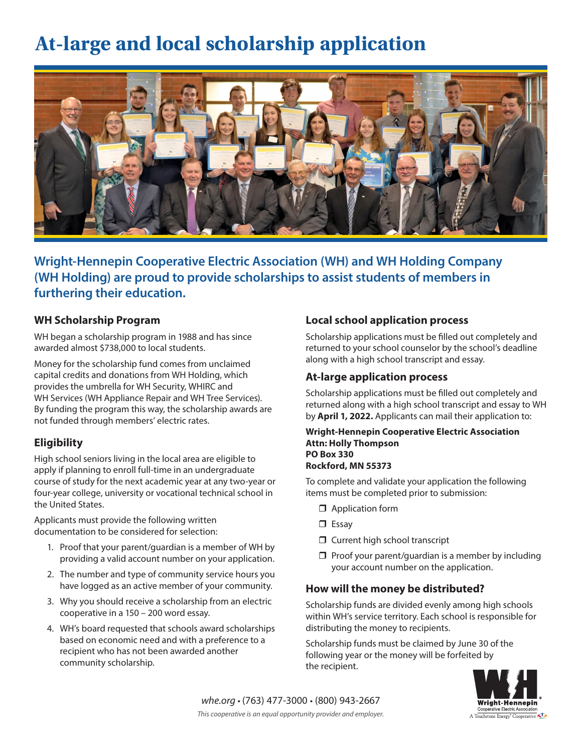# At-large and local scholarship application

**Wright-Hennepin Cooperative Electric Association (WH) and WH Holding Company (WH Holding) are proud to provide scholarships to assist students of members in furthering their education.**

## WH Scholarship Program

WH began a scholarship program in 1988 and has since awarded almost $738,000 to local students.

Money for the scholarship fund comes from unclaimed capital credits and donations from WH Holding, which provides the umbrella for WH Security, WHIRC and WH Services (WH Appliance Repair and WH Tree Services). By funding the program this way, the scholarship awards are not funded through members' electric rates.

## Eligibility

High school seniors living in the local area are eligible to apply if planning to enroll full-time in an undergraduate course of study for the next academic year at any two-year or four-year college, university or vocational technical school in the United States.

Applicants must provide the following written documentation to be considered for selection:

1. Proof that your parent/guardian is a member of WH by providing a valid account number on your application.
2. The number and type of community service hours you have logged as an active member of your community.
3. Why you should receive a scholarship from an electric cooperative in a 150 – 200 word essay.
4. WH's board requested that schools award scholarships based on economic need and with a preference to a recipient who has not been awarded another community scholarship.

## Local school application process

Scholarship applications must be filled out completely and returned to your school counselor by the school's deadline along with a high school transcript and essay.

## At-large application process

Scholarship applications must be filled out completely and returned along with a high school transcript and essay to WH by **April 1, 2022.** Applicants can mail their application to:

**Wright-Hennepin Cooperative Electric Association**
**Attn: Holly Thompson**
**PO Box 330**
**Rockford, MN 55373**

To complete and validate your application the following items must be completed prior to submission:

- ❒ Application form
- ❒ Essay
- ❒ Current high school transcript
- ❒ Proof your parent/guardian is a member by including your account number on the application.

## How will the money be distributed?

Scholarship funds are divided evenly among high schools within WH's service territory. Each school is responsible for distributing the money to recipients.

Scholarship funds must be claimed by June 30 of the following year or the money will be forfeited by the recipient.

*whe.org* • (763) 477-3000 • (800) 943-2667

*This cooperative is an equal opportunity provider and employer.*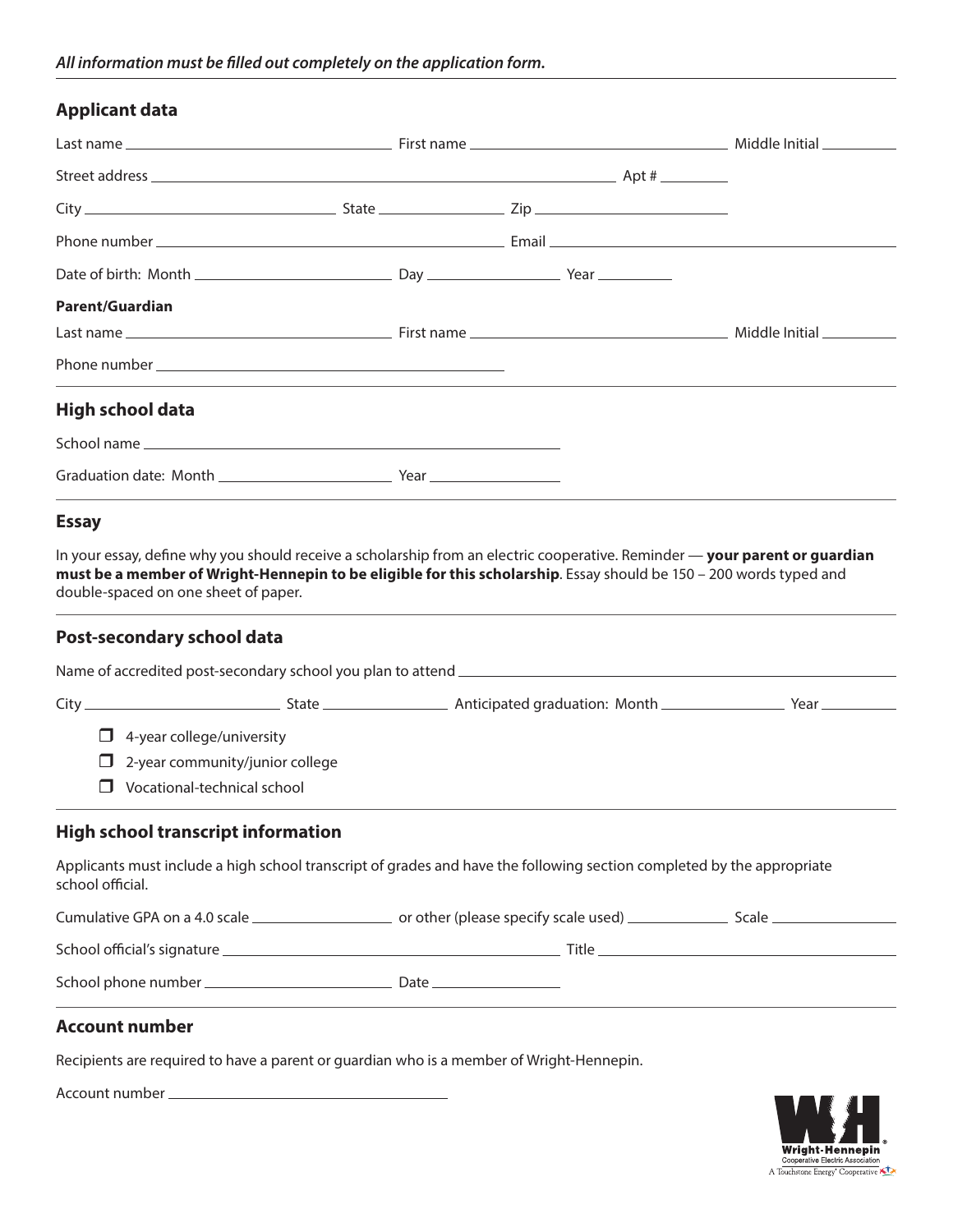*All information must be filled out completely on the application form.*

## Applicant data

Last name ______________________ First name ______________________ Middle Initial ________

Street address ______________________________________ Apt # ________

City ______________________ State ____________ Zip ________________

Phone number ______________________________ Email ______________________________

Date of birth: Month ________________ Day ____________ Year ________

**Parent/Guardian**

Last name ______________________ First name ______________________ Middle Initial ________

Phone number ______________________________

## High school data

School name ______________________________________

Graduation date: Month ________________ Year ____________

## Essay

In your essay, define why you should receive a scholarship from an electric cooperative. Reminder — **your parent or guardian must be a member of Wright-Hennepin to be eligible for this scholarship**. Essay should be 150 – 200 words typed and double-spaced on one sheet of paper.

## Post-secondary school data

Name of accredited post-secondary school you plan to attend ______________________________________

City ________________ State ____________ Anticipated graduation: Month ____________ Year ________

- ☐ 4-year college/university
- ☐ 2-year community/junior college
- ☐ Vocational-technical school

## High school transcript information

Applicants must include a high school transcript of grades and have the following section completed by the appropriate school official.

Cumulative GPA on a 4.0 scale ____________ or other (please specify scale used) __________ Scale ____________

School official's signature ______________________________ Title ______________________________

School phone number ________________ Date ____________

## Account number

Recipients are required to have a parent or guardian who is a member of Wright-Hennepin.

Account number ________________________

Wright-Hennepin Cooperative Electric Association
A Touchstone Energy® Cooperative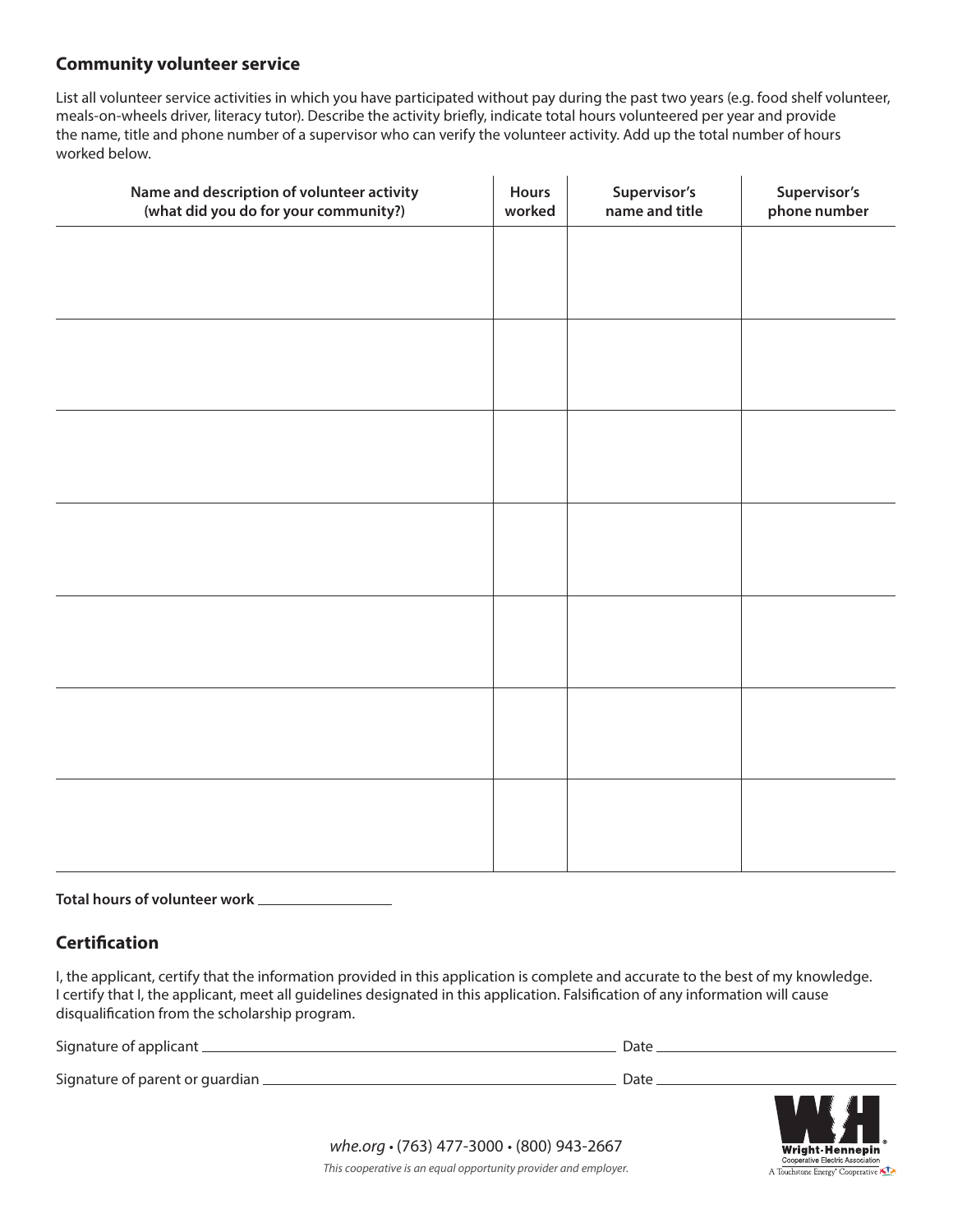## Community volunteer service

List all volunteer service activities in which you have participated without pay during the past two years (e.g. food shelf volunteer, meals-on-wheels driver, literacy tutor). Describe the activity briefly, indicate total hours volunteered per year and provide the name, title and phone number of a supervisor who can verify the volunteer activity. Add up the total number of hours worked below.

| Name and description of volunteer activity (what did you do for your community?) | Hours worked | Supervisor's name and title | Supervisor's phone number |
|---|---|---|---|
| | | | |
| | | | |
| | | | |
| | | | |
| | | | |
| | | | |
| | | | |

**Total hours of volunteer work** ________________

## Certification

I, the applicant, certify that the information provided in this application is complete and accurate to the best of my knowledge. I certify that I, the applicant, meet all guidelines designated in this application. Falsification of any information will cause disqualification from the scholarship program.

Signature of applicant ______________________________ Date ________________

Signature of parent or guardian ______________________________ Date ________________

*whe.org* • (763) 477-3000 • (800) 943-2667

*This cooperative is an equal opportunity provider and employer.*

Wright-Hennepin Cooperative Electric Association

A Touchstone Energy® Cooperative